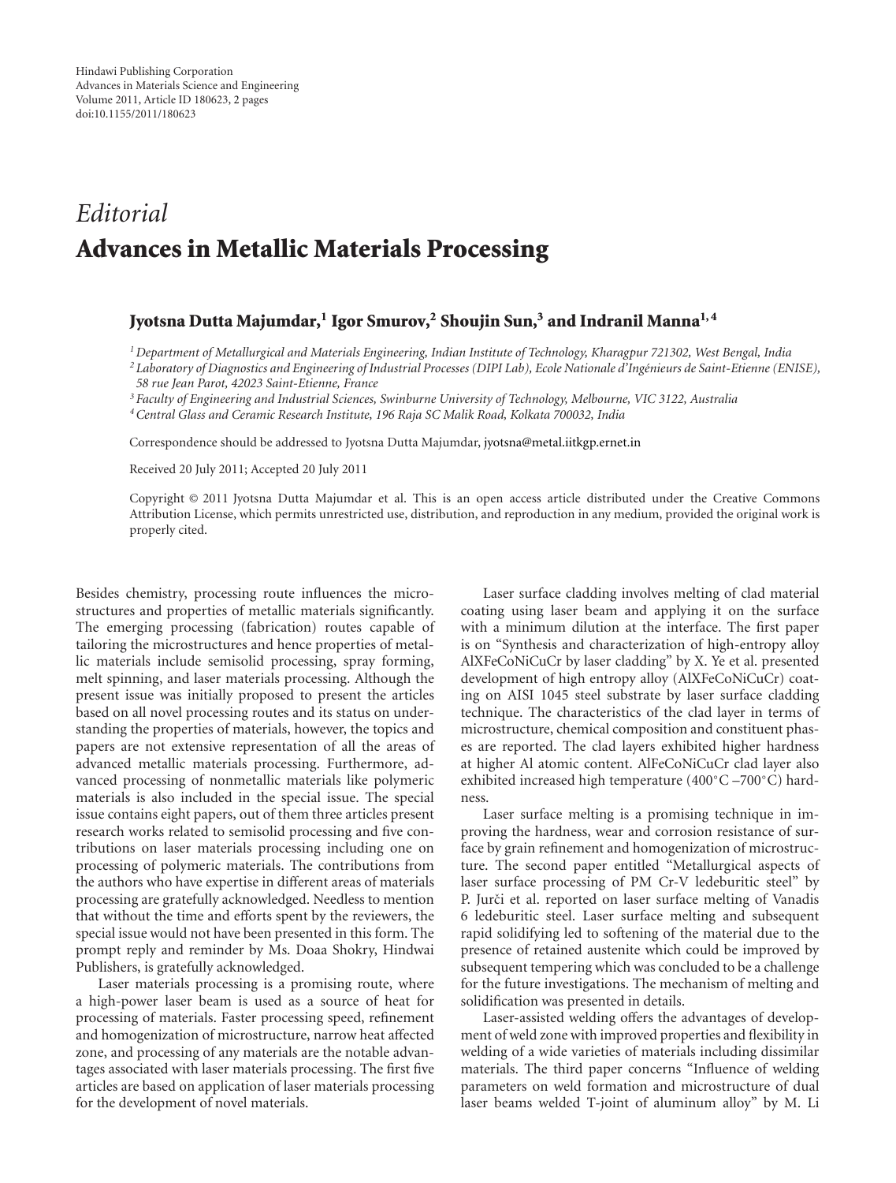Hindawi Publishing Corporation
Advances in Materials Science and Engineering
Volume 2011, Article ID 180623, 2 pages
doi:10.1155/2011/180623

*Editorial*

# Advances in Metallic Materials Processing

**Jyotsna Dutta Majumdar,[1] Igor Smurov,[2] Shoujin Sun,[3] and Indranil Manna[1,4]**

[1] *Department of Metallurgical and Materials Engineering, Indian Institute of Technology, Kharagpur 721302, West Bengal, India*
[2] *Laboratory of Diagnostics and Engineering of Industrial Processes (DIPI Lab), Ecole Nationale d'Ingénieurs de Saint-Etienne (ENISE), 58 rue Jean Parot, 42023 Saint-Etienne, France*
[3] *Faculty of Engineering and Industrial Sciences, Swinburne University of Technology, Melbourne, VIC 3122, Australia*
[4] *Central Glass and Ceramic Research Institute, 196 Raja SC Malik Road, Kolkata 700032, India*

Correspondence should be addressed to Jyotsna Dutta Majumdar, jyotsna@metal.iitkgp.ernet.in

Received 20 July 2011; Accepted 20 July 2011

Copyright © 2011 Jyotsna Dutta Majumdar et al. This is an open access article distributed under the Creative Commons Attribution License, which permits unrestricted use, distribution, and reproduction in any medium, provided the original work is properly cited.

Besides chemistry, processing route influences the microstructures and properties of metallic materials significantly. The emerging processing (fabrication) routes capable of tailoring the microstructures and hence properties of metallic materials include semisolid processing, spray forming, melt spinning, and laser materials processing. Although the present issue was initially proposed to present the articles based on all novel processing routes and its status on understanding the properties of materials, however, the topics and papers are not extensive representation of all the areas of advanced metallic materials processing. Furthermore, advanced processing of nonmetallic materials like polymeric materials is also included in the special issue. The special issue contains eight papers, out of them three articles present research works related to semisolid processing and five contributions on laser materials processing including one on processing of polymeric materials. The contributions from the authors who have expertise in different areas of materials processing are gratefully acknowledged. Needless to mention that without the time and efforts spent by the reviewers, the special issue would not have been presented in this form. The prompt reply and reminder by Ms. Doaa Shokry, Hindwai Publishers, is gratefully acknowledged.

Laser materials processing is a promising route, where a high-power laser beam is used as a source of heat for processing of materials. Faster processing speed, refinement and homogenization of microstructure, narrow heat affected zone, and processing of any materials are the notable advantages associated with laser materials processing. The first five articles are based on application of laser materials processing for the development of novel materials.

Laser surface cladding involves melting of clad material coating using laser beam and applying it on the surface with a minimum dilution at the interface. The first paper is on "Synthesis and characterization of high-entropy alloy AlXFeCoNiCuCr by laser cladding" by X. Ye et al. presented development of high entropy alloy (AlXFeCoNiCuCr) coating on AISI 1045 steel substrate by laser surface cladding technique. The characteristics of the clad layer in terms of microstructure, chemical composition and constituent phases are reported. The clad layers exhibited higher hardness at higher Al atomic content. AlFeCoNiCuCr clad layer also exhibited increased high temperature (400°C –700°C) hardness.

Laser surface melting is a promising technique in improving the hardness, wear and corrosion resistance of surface by grain refinement and homogenization of microstructure. The second paper entitled "Metallurgical aspects of laser surface processing of PM Cr-V ledeburitic steel" by P. Jurči et al. reported on laser surface melting of Vanadis 6 ledeburitic steel. Laser surface melting and subsequent rapid solidifying led to softening of the material due to the presence of retained austenite which could be improved by subsequent tempering which was concluded to be a challenge for the future investigations. The mechanism of melting and solidification was presented in details.

Laser-assisted welding offers the advantages of development of weld zone with improved properties and flexibility in welding of a wide varieties of materials including dissimilar materials. The third paper concerns "Influence of welding parameters on weld formation and microstructure of dual laser beams welded T-joint of aluminum alloy" by M. Li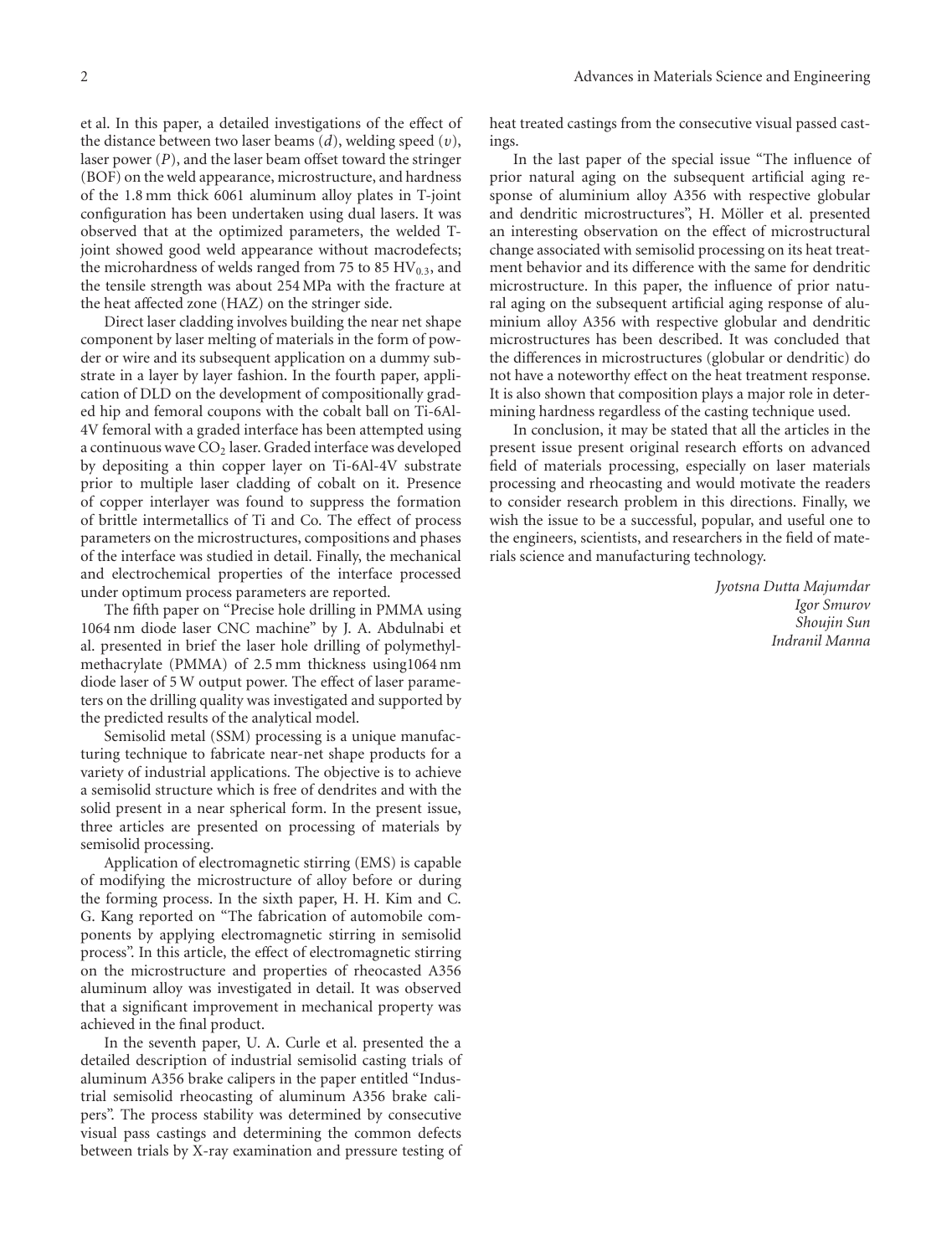et al. In this paper, a detailed investigations of the effect of the distance between two laser beams ($d$), welding speed ($v$), laser power ($P$), and the laser beam offset toward the stringer (BOF) on the weld appearance, microstructure, and hardness of the 1.8 mm thick 6061 aluminum alloy plates in T-joint configuration has been undertaken using dual lasers. It was observed that at the optimized parameters, the welded T-joint showed good weld appearance without macrodefects; the microhardness of welds ranged from 75 to 85 $HV_{0.3}$, and the tensile strength was about 254 MPa with the fracture at the heat affected zone (HAZ) on the stringer side.

Direct laser cladding involves building the near net shape component by laser melting of materials in the form of powder or wire and its subsequent application on a dummy substrate in a layer by layer fashion. In the fourth paper, application of DLD on the development of compositionally graded hip and femoral coupons with the cobalt ball on Ti-6Al-4V femoral with a graded interface has been attempted using a continuous wave $CO_2$ laser. Graded interface was developed by depositing a thin copper layer on Ti-6Al-4V substrate prior to multiple laser cladding of cobalt on it. Presence of copper interlayer was found to suppress the formation of brittle intermetallics of Ti and Co. The effect of process parameters on the microstructures, compositions and phases of the interface was studied in detail. Finally, the mechanical and electrochemical properties of the interface processed under optimum process parameters are reported.

The fifth paper on "Precise hole drilling in PMMA using 1064 nm diode laser CNC machine" by J. A. Abdulnabi et al. presented in brief the laser hole drilling of polymethylmethacrylate (PMMA) of 2.5 mm thickness using1064 nm diode laser of 5 W output power. The effect of laser parameters on the drilling quality was investigated and supported by the predicted results of the analytical model.

Semisolid metal (SSM) processing is a unique manufacturing technique to fabricate near-net shape products for a variety of industrial applications. The objective is to achieve a semisolid structure which is free of dendrites and with the solid present in a near spherical form. In the present issue, three articles are presented on processing of materials by semisolid processing.

Application of electromagnetic stirring (EMS) is capable of modifying the microstructure of alloy before or during the forming process. In the sixth paper, H. H. Kim and C. G. Kang reported on "The fabrication of automobile components by applying electromagnetic stirring in semisolid process". In this article, the effect of electromagnetic stirring on the microstructure and properties of rheocasted A356 aluminum alloy was investigated in detail. It was observed that a significant improvement in mechanical property was achieved in the final product.

In the seventh paper, U. A. Curle et al. presented the a detailed description of industrial semisolid casting trials of aluminum A356 brake calipers in the paper entitled "Industrial semisolid rheocasting of aluminum A356 brake calipers". The process stability was determined by consecutive visual pass castings and determining the common defects between trials by X-ray examination and pressure testing of heat treated castings from the consecutive visual passed castings.

In the last paper of the special issue "The influence of prior natural aging on the subsequent artificial aging response of aluminium alloy A356 with respective globular and dendritic microstructures", H. Möller et al. presented an interesting observation on the effect of microstructural change associated with semisolid processing on its heat treatment behavior and its difference with the same for dendritic microstructure. In this paper, the influence of prior natural aging on the subsequent artificial aging response of aluminium alloy A356 with respective globular and dendritic microstructures has been described. It was concluded that the differences in microstructures (globular or dendritic) do not have a noteworthy effect on the heat treatment response. It is also shown that composition plays a major role in determining hardness regardless of the casting technique used.

In conclusion, it may be stated that all the articles in the present issue present original research efforts on advanced field of materials processing, especially on laser materials processing and rheocasting and would motivate the readers to consider research problem in this directions. Finally, we wish the issue to be a successful, popular, and useful one to the engineers, scientists, and researchers in the field of materials science and manufacturing technology.

*Jyotsna Dutta Majumdar*
*Igor Smurov*
*Shoujin Sun*
*Indranil Manna*